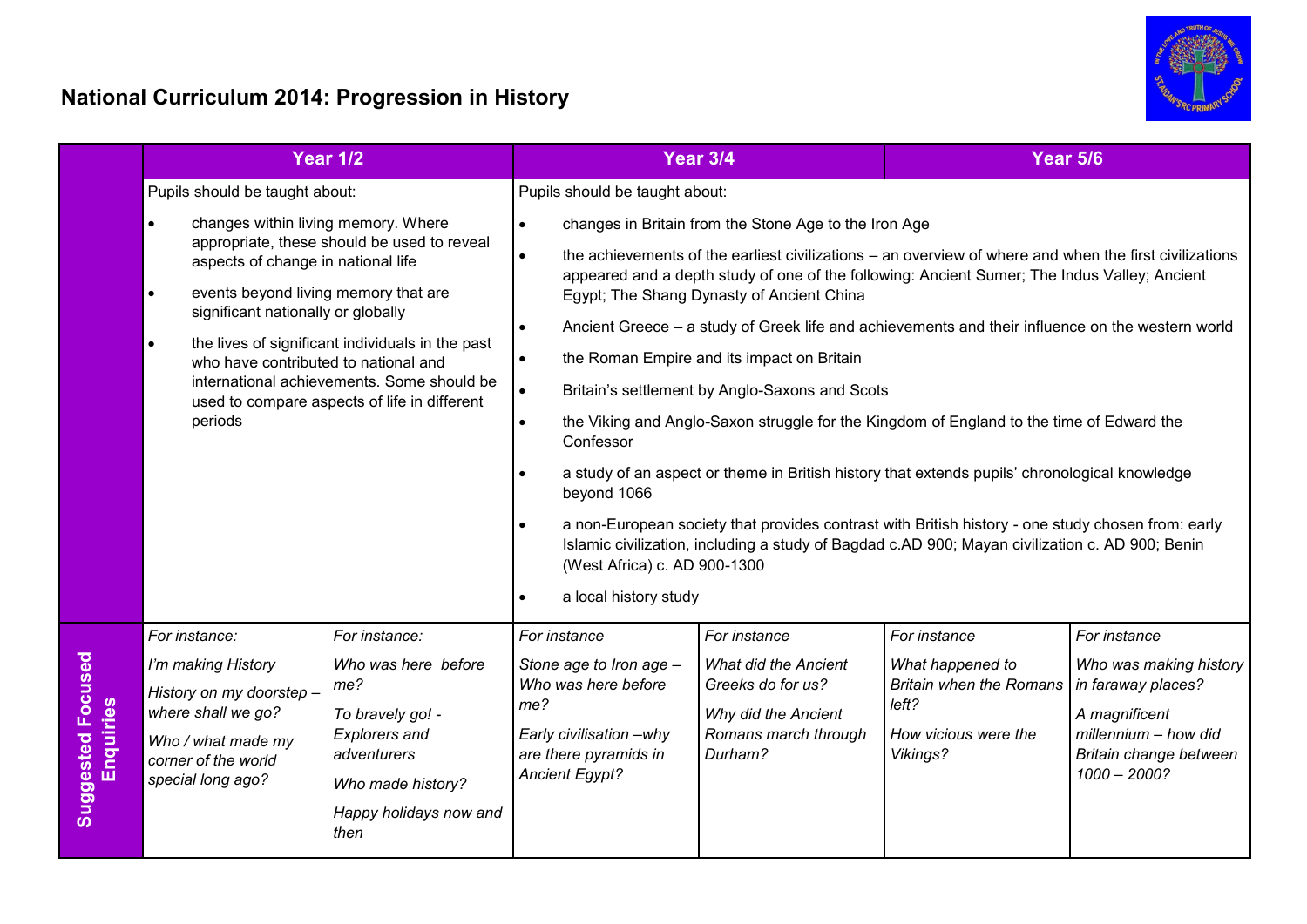# National Curriculum 2014: Progression in History

| | Year 1/2 | | Year 3/4 | | Year 5/6 | |
|---|---|---|---|---|---|---|
| | Pupils should be taught about:<br>• changes within living memory. Where appropriate, these should be used to reveal aspects of change in national life<br>• events beyond living memory that are significant nationally or globally<br>• the lives of significant individuals in the past who have contributed to national and international achievements. Some should be used to compare aspects of life in different periods | | Pupils should be taught about:<br>• changes in Britain from the Stone Age to the Iron Age<br>• the achievements of the earliest civilizations – an overview of where and when the first civilizations appeared and a depth study of one of the following: Ancient Sumer; The Indus Valley; Ancient Egypt; The Shang Dynasty of Ancient China<br>• Ancient Greece – a study of Greek life and achievements and their influence on the western world<br>• the Roman Empire and its impact on Britain<br>• Britain's settlement by Anglo-Saxons and Scots<br>• the Viking and Anglo-Saxon struggle for the Kingdom of England to the time of Edward the Confessor<br>• a study of an aspect or theme in British history that extends pupils' chronological knowledge beyond 1066<br>• a non-European society that provides contrast with British history - one study chosen from: early Islamic civilization, including a study of Bagdad c.AD 900; Mayan civilization c. AD 900; Benin (West Africa) c. AD 900-1300<br>• a local history study | | | |
| **Suggested Focused Enquiries** | *For instance:*<br>*I'm making History*<br>*History on my doorstep – where shall we go?*<br>*Who / what made my corner of the world special long ago?* | *For instance:*<br>*Who was here before me?*<br>*To bravely go! - Explorers and adventurers*<br>*Who made history?*<br>*Happy holidays now and then* | *For instance*<br>*Stone age to Iron age – Who was here before me?*<br>*Early civilisation –why are there pyramids in Ancient Egypt?* | *For instance*<br>*What did the Ancient Greeks do for us?*<br>*Why did the Ancient Romans march through Durham?* | *For instance*<br>*What happened to Britain when the Romans left?*<br>*How vicious were the Vikings?* | *For instance*<br>*Who was making history in faraway places?*<br>*A magnificent millennium – how did Britain change between 1000 – 2000?* |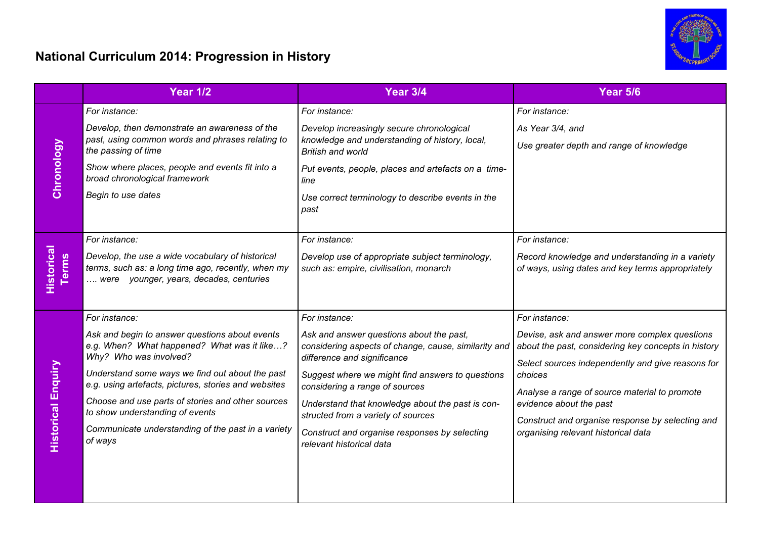# National Curriculum 2014: Progression in History

| | Year 1/2 | Year 3/4 | Year 5/6 |
|---|---|---|---|
| **Chronology** | *For instance:*<br>*Develop, then demonstrate an awareness of the past, using common words and phrases relating to the passing of time*<br>*Show where places, people and events fit into a broad chronological framework*<br>*Begin to use dates* | *For instance:*<br>*Develop increasingly secure chronological knowledge and understanding of history, local, British and world*<br>*Put events, people, places and artefacts on a time-line*<br>*Use correct terminology to describe events in the past* | *For instance:*<br>*As Year 3/4, and*<br>*Use greater depth and range of knowledge* |
| **Historical Terms** | *For instance:*<br>*Develop, the use a wide vocabulary of historical terms, such as: a long time ago, recently, when my …. were younger, years, decades, centuries* | *For instance:*<br>*Develop use of appropriate subject terminology, such as: empire, civilisation, monarch* | *For instance:*<br>*Record knowledge and understanding in a variety of ways, using dates and key terms appropriately* |
| **Historical Enquiry** | *For instance:*<br>*Ask and begin to answer questions about events e.g. When? What happened? What was it like…? Why? Who was involved?*<br>*Understand some ways we find out about the past e.g. using artefacts, pictures, stories and websites*<br>*Choose and use parts of stories and other sources to show understanding of events*<br>*Communicate understanding of the past in a variety of ways* | *For instance:*<br>*Ask and answer questions about the past, considering aspects of change, cause, similarity and difference and significance*<br>*Suggest where we might find answers to questions considering a range of sources*<br>*Understand that knowledge about the past is constructed from a variety of sources*<br>*Construct and organise responses by selecting relevant historical data* | *For instance:*<br>*Devise, ask and answer more complex questions about the past, considering key concepts in history*<br>*Select sources independently and give reasons for choices*<br>*Analyse a range of source material to promote evidence about the past*<br>*Construct and organise response by selecting and organising relevant historical data* |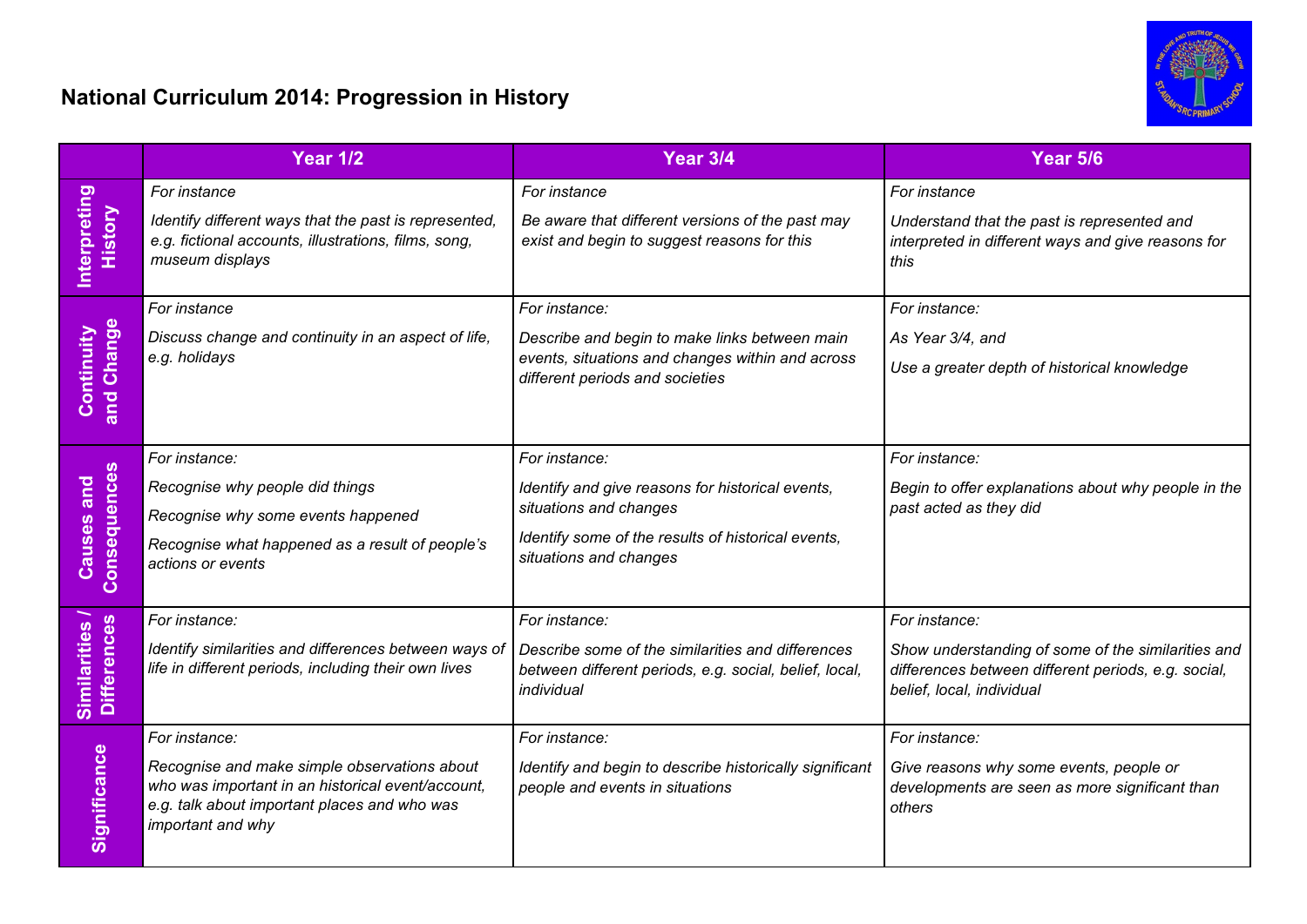## National Curriculum 2014: Progression in History

| | Year 1/2 | Year 3/4 | Year 5/6 |
|---|---|---|---|
| **Interpreting History** | *For instance*<br>*Identify different ways that the past is represented, e.g. fictional accounts, illustrations, films, song, museum displays* | *For instance*<br>*Be aware that different versions of the past may exist and begin to suggest reasons for this* | *For instance*<br>*Understand that the past is represented and interpreted in different ways and give reasons for this* |
| **Continuity and Change** | *For instance*<br>*Discuss change and continuity in an aspect of life, e.g. holidays* | *For instance:*<br>*Describe and begin to make links between main events, situations and changes within and across different periods and societies* | *For instance:*<br>*As Year 3/4, and*<br>*Use a greater depth of historical knowledge* |
| **Causes and Consequences** | *For instance:*<br>*Recognise why people did things*<br>*Recognise why some events happened*<br>*Recognise what happened as a result of people's actions or events* | *For instance:*<br>*Identify and give reasons for historical events, situations and changes*<br>*Identify some of the results of historical events, situations and changes* | *For instance:*<br>*Begin to offer explanations about why people in the past acted as they did* |
| **Similarities / Differences** | *For instance:*<br>*Identify similarities and differences between ways of life in different periods, including their own lives* | *For instance:*<br>*Describe some of the similarities and differences between different periods, e.g. social, belief, local, individual* | *For instance:*<br>*Show understanding of some of the similarities and differences between different periods, e.g. social, belief, local, individual* |
| **Significance** | *For instance:*<br>*Recognise and make simple observations about who was important in an historical event/account, e.g. talk about important places and who was important and why* | *For instance:*<br>*Identify and begin to describe historically significant people and events in situations* | *For instance:*<br>*Give reasons why some events, people or developments are seen as more significant than others* |